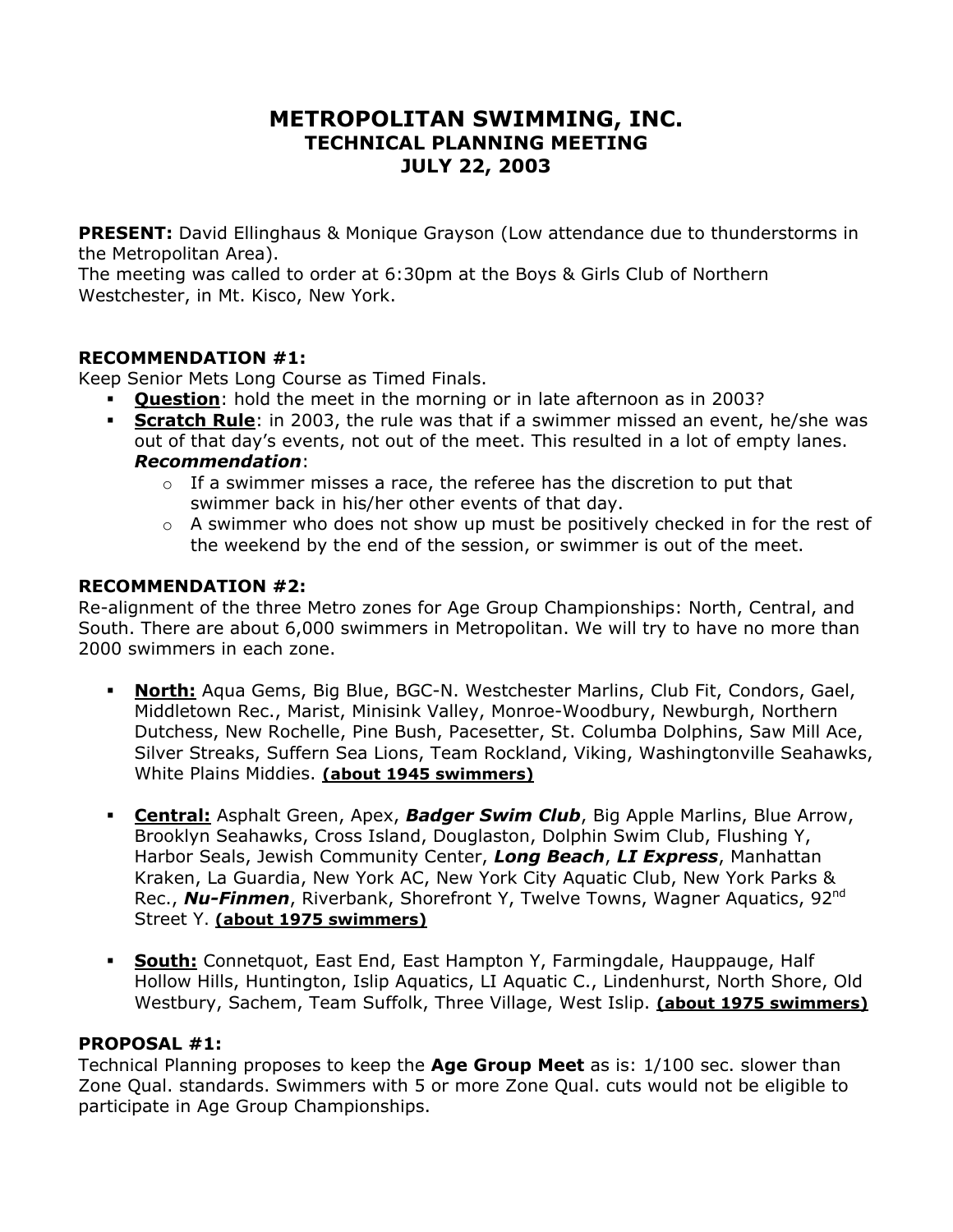# METROPOLITAN SWIMMING, INC.
## TECHNICAL PLANNING MEETING
## JULY 22, 2003

**PRESENT:** David Ellinghaus & Monique Grayson (Low attendance due to thunderstorms in the Metropolitan Area).
The meeting was called to order at 6:30pm at the Boys & Girls Club of Northern Westchester, in Mt. Kisco, New York.

**RECOMMENDATION #1:**
Keep Senior Mets Long Course as Timed Finals.

- **<u>Question</u>**: hold the meet in the morning or in late afternoon as in 2003?
- **<u>Scratch Rule</u>**: in 2003, the rule was that if a swimmer missed an event, he/she was out of that day's events, not out of the meet. This resulted in a lot of empty lanes.
  ***Recommendation***:
  - If a swimmer misses a race, the referee has the discretion to put that swimmer back in his/her other events of that day.
  - A swimmer who does not show up must be positively checked in for the rest of the weekend by the end of the session, or swimmer is out of the meet.

**RECOMMENDATION #2:**
Re-alignment of the three Metro zones for Age Group Championships: North, Central, and South. There are about 6,000 swimmers in Metropolitan. We will try to have no more than 2000 swimmers in each zone.

- **<u>North:</u>** Aqua Gems, Big Blue, BGC-N. Westchester Marlins, Club Fit, Condors, Gael, Middletown Rec., Marist, Minisink Valley, Monroe-Woodbury, Newburgh, Northern Dutchess, New Rochelle, Pine Bush, Pacesetter, St. Columba Dolphins, Saw Mill Ace, Silver Streaks, Suffern Sea Lions, Team Rockland, Viking, Washingtonville Seahawks, White Plains Middies. **<u>(about 1945 swimmers)</u>**

- **<u>Central:</u>** Asphalt Green, Apex, ***Badger Swim Club***, Big Apple Marlins, Blue Arrow, Brooklyn Seahawks, Cross Island, Douglaston, Dolphin Swim Club, Flushing Y, Harbor Seals, Jewish Community Center, ***Long Beach***, ***LI Express***, Manhattan Kraken, La Guardia, New York AC, New York City Aquatic Club, New York Parks & Rec., ***Nu-Finmen***, Riverbank, Shorefront Y, Twelve Towns, Wagner Aquatics, 92nd Street Y. **<u>(about 1975 swimmers)</u>**

- **<u>South:</u>** Connetquot, East End, East Hampton Y, Farmingdale, Hauppauge, Half Hollow Hills, Huntington, Islip Aquatics, LI Aquatic C., Lindenhurst, North Shore, Old Westbury, Sachem, Team Suffolk, Three Village, West Islip. **<u>(about 1975 swimmers)</u>**

**PROPOSAL #1:**
Technical Planning proposes to keep the **Age Group Meet** as is: 1/100 sec. slower than Zone Qual. standards. Swimmers with 5 or more Zone Qual. cuts would not be eligible to participate in Age Group Championships.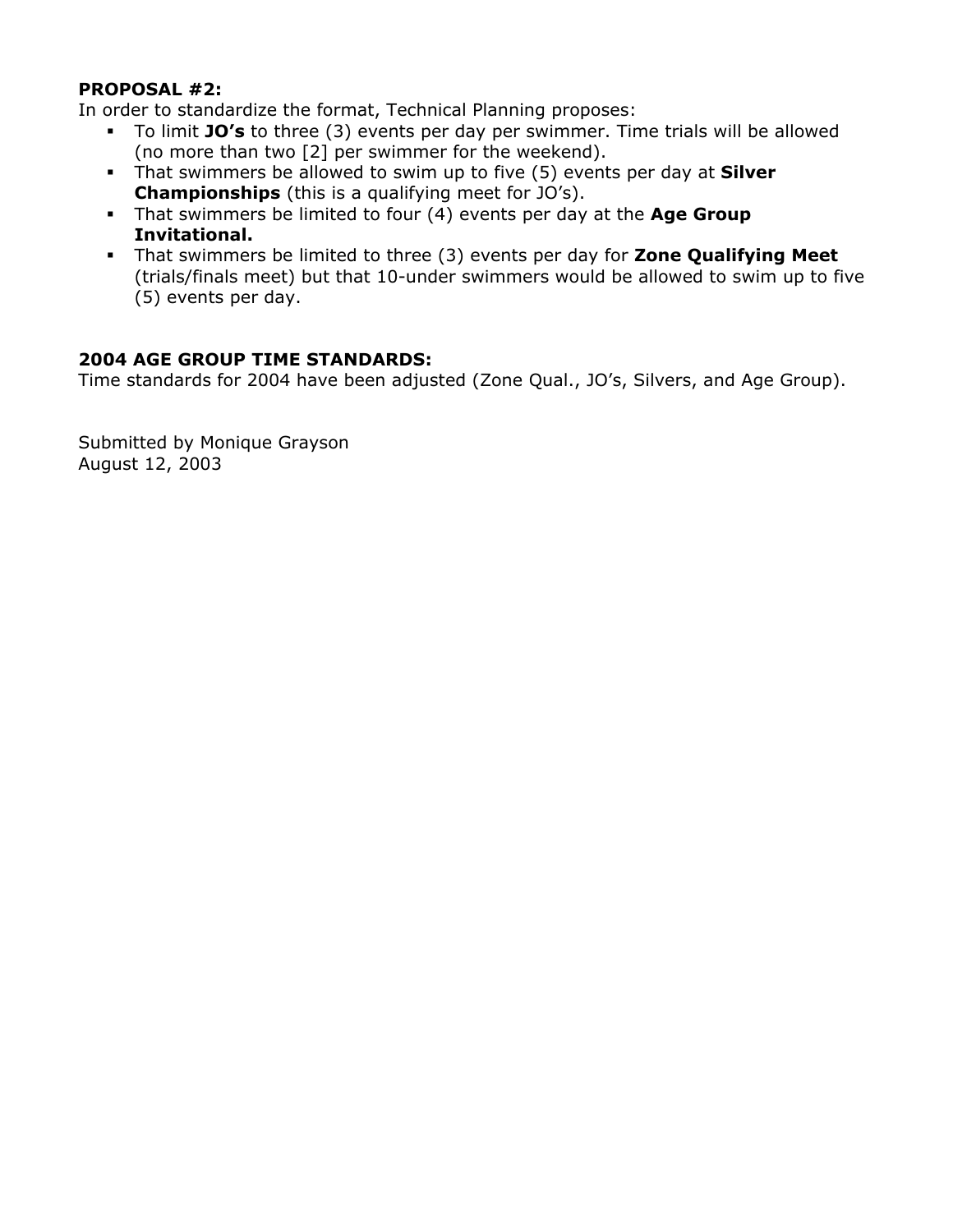**PROPOSAL #2:**
In order to standardize the format, Technical Planning proposes:

- To limit **JO's** to three (3) events per day per swimmer. Time trials will be allowed (no more than two [2] per swimmer for the weekend).
- That swimmers be allowed to swim up to five (5) events per day at **Silver Championships** (this is a qualifying meet for JO's).
- That swimmers be limited to four (4) events per day at the **Age Group Invitational.**
- That swimmers be limited to three (3) events per day for **Zone Qualifying Meet** (trials/finals meet) but that 10-under swimmers would be allowed to swim up to five (5) events per day.

**2004 AGE GROUP TIME STANDARDS:**
Time standards for 2004 have been adjusted (Zone Qual., JO's, Silvers, and Age Group).

Submitted by Monique Grayson
August 12, 2003